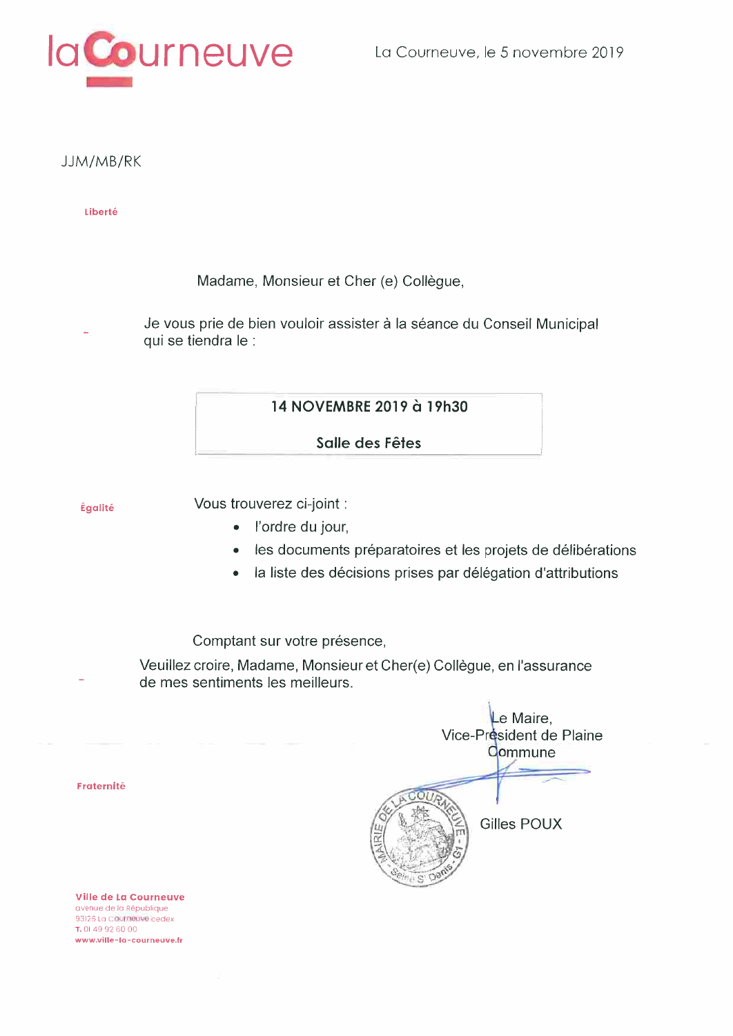laCourneuve

La Courneuve, le 5 novembre 2019

JJM/MB/RK

Liberté

Madame, Monsieur et Cher (e) Collègue,

Je vous prie de bien vouloir assister à la séance du Conseil Municipal qui se tiendra le :

**14 NOVEMBRE 2019 à 19h30**

**Salle des Fêtes**

Égalité

Vous trouverez ci-joint :

- l'ordre du jour,
- les documents préparatoires et les projets de délibérations
- la liste des décisions prises par délégation d'attributions

Comptant sur votre présence,

Veuillez croire, Madame, Monsieur et Cher(e) Collègue, en l'assurance de mes sentiments les meilleurs.

Le Maire,
Vice-Président de Plaine Commune

Gilles POUX

Fraternité

**Ville de La Courneuve**
avenue de la République
93126 La Courneuve cedex
T. 01 49 92 60 00
www.ville-la-courneuve.fr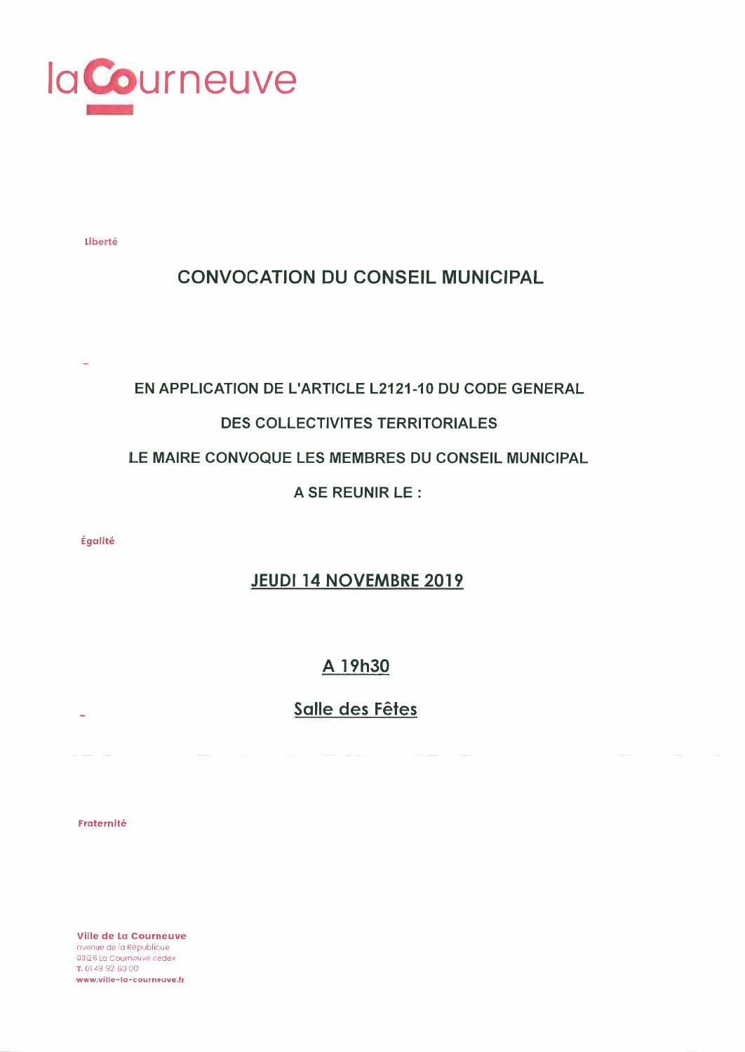laCourneuve

Liberté

# CONVOCATION DU CONSEIL MUNICIPAL

EN APPLICATION DE L'ARTICLE L2121-10 DU CODE GENERAL

DES COLLECTIVITES TERRITORIALES

LE MAIRE CONVOQUE LES MEMBRES DU CONSEIL MUNICIPAL

A SE REUNIR LE :

Égalité

## JEUDI 14 NOVEMBRE 2019

## A 19h30

## Salle des Fêtes

Fraternité

**Ville de La Courneuve**
avenue de la République
93126 La Courneuve cedex
**T.** 01 49 92 60 00
**www.ville-la-courneuve.fr**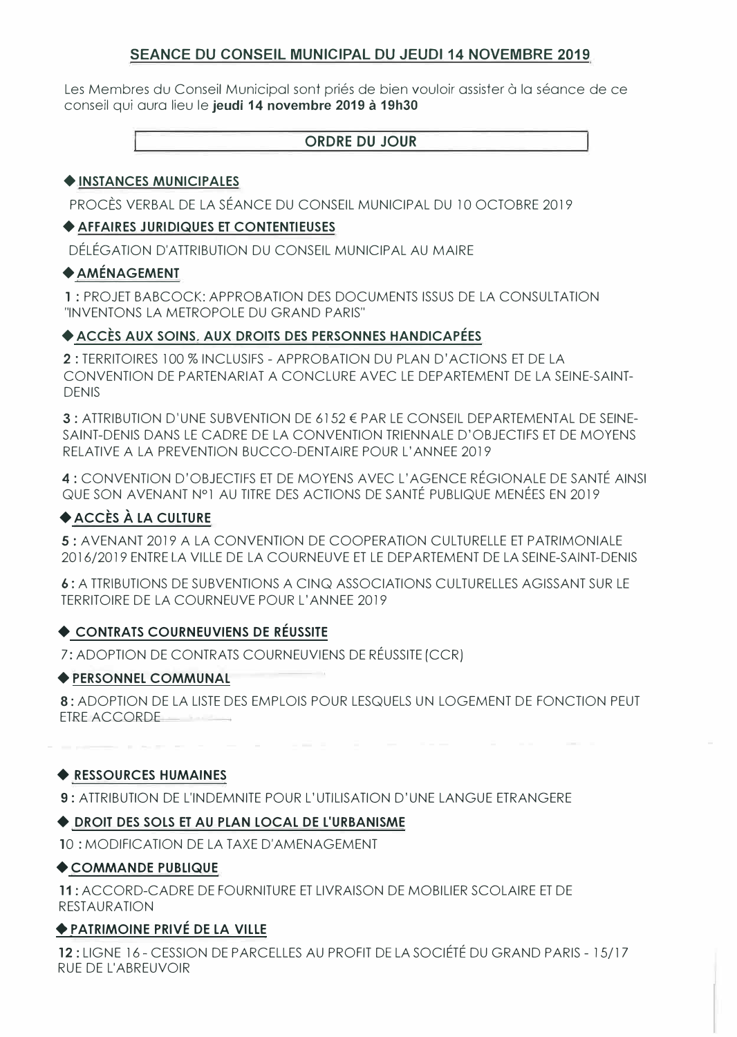## SEANCE DU CONSEIL MUNICIPAL DU JEUDI 14 NOVEMBRE 2019

Les Membres du Conseil Municipal sont priés de bien vouloir assister à la séance de ce conseil qui aura lieu le **jeudi 14 novembre 2019 à 19h30**

### ORDRE DU JOUR

#### ◆ INSTANCES MUNICIPALES

PROCÈS VERBAL DE LA SÉANCE DU CONSEIL MUNICIPAL DU 10 OCTOBRE 2019

#### ◆ AFFAIRES JURIDIQUES ET CONTENTIEUSES

DÉLÉGATION D'ATTRIBUTION DU CONSEIL MUNICIPAL AU MAIRE

#### ◆ AMÉNAGEMENT

**1 :** PROJET BABCOCK: APPROBATION DES DOCUMENTS ISSUS DE LA CONSULTATION "INVENTONS LA METROPOLE DU GRAND PARIS"

#### ◆ ACCÈS AUX SOINS, AUX DROITS DES PERSONNES HANDICAPÉES

**2 :** TERRITOIRES 100 % INCLUSIFS - APPROBATION DU PLAN D'ACTIONS ET DE LA CONVENTION DE PARTENARIAT A CONCLURE AVEC LE DEPARTEMENT DE LA SEINE-SAINT-DENIS

**3 :** ATTRIBUTION D'UNE SUBVENTION DE 6152 € PAR LE CONSEIL DEPARTEMENTAL DE SEINE-SAINT-DENIS DANS LE CADRE DE LA CONVENTION TRIENNALE D'OBJECTIFS ET DE MOYENS RELATIVE A LA PREVENTION BUCCO-DENTAIRE POUR L'ANNEE 2019

**4 :** CONVENTION D'OBJECTIFS ET DE MOYENS AVEC L'AGENCE RÉGIONALE DE SANTÉ AINSI QUE SON AVENANT N°1 AU TITRE DES ACTIONS DE SANTÉ PUBLIQUE MENÉES EN 2019

#### ◆ ACCÈS À LA CULTURE

**5 :** AVENANT 2019 A LA CONVENTION DE COOPERATION CULTURELLE ET PATRIMONIALE 2016/2019 ENTRE LA VILLE DE LA COURNEUVE ET LE DEPARTEMENT DE LA SEINE-SAINT-DENIS

**6 :** A TTRIBUTIONS DE SUBVENTIONS A CINQ ASSOCIATIONS CULTURELLES AGISSANT SUR LE TERRITOIRE DE LA COURNEUVE POUR L'ANNEE 2019

#### ◆ CONTRATS COURNEUVIENS DE RÉUSSITE

**7 :** ADOPTION DE CONTRATS COURNEUVIENS DE RÉUSSITE (CCR)

#### ◆ PERSONNEL COMMUNAL

**8 :** ADOPTION DE LA LISTE DES EMPLOIS POUR LESQUELS UN LOGEMENT DE FONCTION PEUT ETRE ACCORDE

#### ◆ RESSOURCES HUMAINES

**9 :** ATTRIBUTION DE L'INDEMNITE POUR L'UTILISATION D'UNE LANGUE ETRANGERE

#### ◆ DROIT DES SOLS ET AU PLAN LOCAL DE L'URBANISME

**10 :** MODIFICATION DE LA TAXE D'AMENAGEMENT

#### ◆ COMMANDE PUBLIQUE

**11 :** ACCORD-CADRE DE FOURNITURE ET LIVRAISON DE MOBILIER SCOLAIRE ET DE RESTAURATION

#### ◆ PATRIMOINE PRIVÉ DE LA VILLE

**12 :** LIGNE 16 - CESSION DE PARCELLES AU PROFIT DE LA SOCIÉTÉ DU GRAND PARIS - 15/17 RUE DE L'ABREUVOIR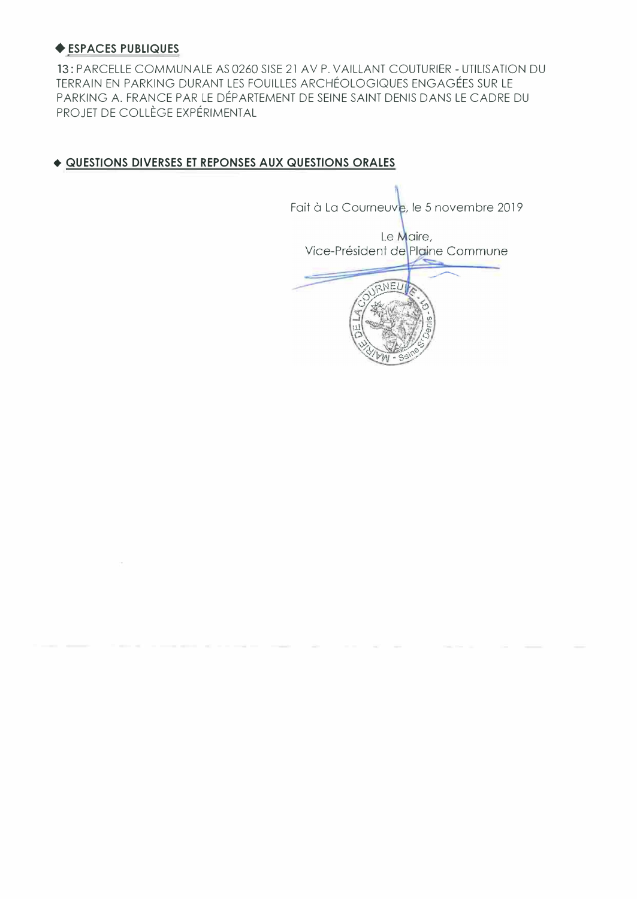## ◆ ESPACES PUBLIQUES

**13 :** PARCELLE COMMUNALE AS 0260 SISE 21 AV P. VAILLANT COUTURIER - UTILISATION DU TERRAIN EN PARKING DURANT LES FOUILLES ARCHÉOLOGIQUES ENGAGÉES SUR LE PARKING A. FRANCE PAR LE DÉPARTEMENT DE SEINE SAINT DENIS DANS LE CADRE DU PROJET DE COLLÈGE EXPÉRIMENTAL

## ◆ QUESTIONS DIVERSES ET REPONSES AUX QUESTIONS ORALES

Fait à La Courneuve, le 5 novembre 2019

Le Maire,
Vice-Président de Plaine Commune

MAIRIE DE LA COURNEUVE - Seine St Denis - 93